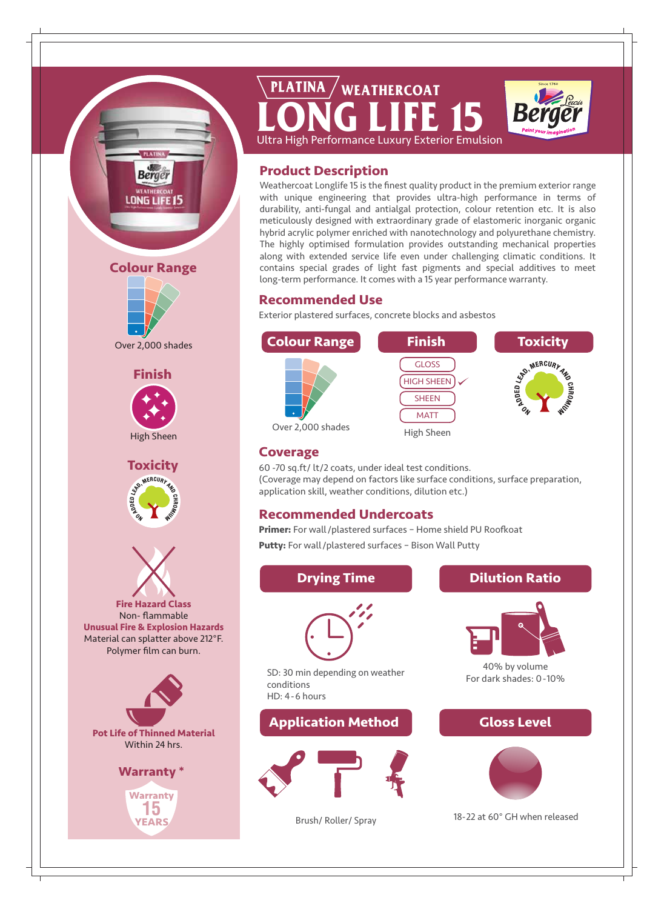# PLATINA / WEATHERCOAT LONG LIFE 15

Ultra High Performance Luxury Exterior Emulsion

Berger — Paint your imagination

## Product Description

Weathercoat Longlife 15 is the finest quality product in the premium exterior range with unique engineering that provides ultra-high performance in terms of durability, anti-fungal and antialgal protection, colour retention etc. It is also meticulously designed with extraordinary grade of elastomeric inorganic organic hybrid acrylic polymer enriched with nanotechnology and polyurethane chemistry. The highly optimised formulation provides outstanding mechanical properties along with extended service life even under challenging climatic conditions. It contains special grades of light fast pigments and special additives to meet long-term performance. It comes with a 15 year performance warranty.

## Recommended Use

Exterior plastered surfaces, concrete blocks and asbestos

## Colour Range

Over 2,000 shades

## Finish

- GLOSS
- HIGH SHEEN ✓
- SHEEN
- MATT

High Sheen

## Toxicity

NO ADDED LEAD, MERCURY AND CHROMIUM

## Coverage

60 -70 sq.ft/ lt/2 coats, under ideal test conditions.
(Coverage may depend on factors like surface conditions, surface preparation, application skill, weather conditions, dilution etc.)

## Recommended Undercoats

**Primer:** For wall /plastered surfaces – Home shield PU Roofkoat

**Putty:** For wall /plastered surfaces – Bison Wall Putty

## Drying Time

SD: 30 min depending on weather conditions
HD: 4 - 6 hours

## Dilution Ratio

40% by volume
For dark shades: 0 -10%

## Application Method

Brush/ Roller/ Spray

## Gloss Level

18-22 at 60° GH when released

## Fire Hazard Class

Non- flammable

**Unusual Fire & Explosion Hazards**

Material can splatter above 212°F.
Polymer film can burn.

## Pot Life of Thinned Material

Within 24 hrs.

## Warranty *

Warranty 15 YEARS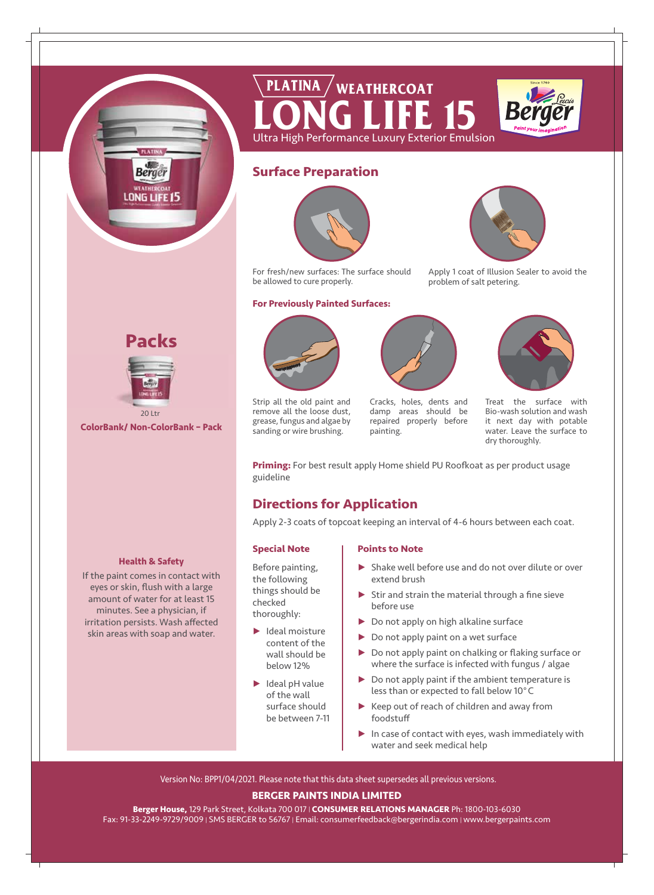# PLATINA WEATHERCOAT LONG LIFE 15

Ultra High Performance Luxury Exterior Emulsion

## Surface Preparation

For fresh/new surfaces: The surface should be allowed to cure properly.

Apply 1 coat of Illusion Sealer to avoid the problem of salt petering.

**For Previously Painted Surfaces:**

Strip all the old paint and remove all the loose dust, grease, fungus and algae by sanding or wire brushing.

Cracks, holes, dents and damp areas should be repaired properly before painting.

Treat the surface with Bio-wash solution and wash it next day with potable water. Leave the surface to dry thoroughly.

**Priming:** For best result apply Home shield PU Roofkoat as per product usage guideline

## Directions for Application

Apply 2-3 coats of topcoat keeping an interval of 4-6 hours between each coat.

### Special Note

Before painting, the following things should be checked thoroughly:

- Ideal moisture content of the wall should be below 12%
- Ideal pH value of the wall surface should be between 7-11

### Points to Note

- Shake well before use and do not over dilute or over extend brush
- Stir and strain the material through a fine sieve before use
- Do not apply on high alkaline surface
- Do not apply paint on a wet surface
- Do not apply paint on chalking or flaking surface or where the surface is infected with fungus / algae
- Do not apply paint if the ambient temperature is less than or expected to fall below 10°C
- Keep out of reach of children and away from foodstuff
- In case of contact with eyes, wash immediately with water and seek medical help

## Packs

20 Ltr

**ColorBank/ Non-ColorBank – Pack**

### Health & Safety

If the paint comes in contact with eyes or skin, flush with a large amount of water for at least 15 minutes. See a physician, if irritation persists. Wash affected skin areas with soap and water.

Version No: BPP1/04/2021. Please note that this data sheet supersedes all previous versions.

**BERGER PAINTS INDIA LIMITED**

**Berger House,** 129 Park Street, Kolkata 700 017 | **CONSUMER RELATIONS MANAGER** Ph: 1800-103-6030
Fax: 91-33-2249-9729/9009 | SMS BERGER to 56767 | Email: consumerfeedback@bergerindia.com | www.bergerpaints.com